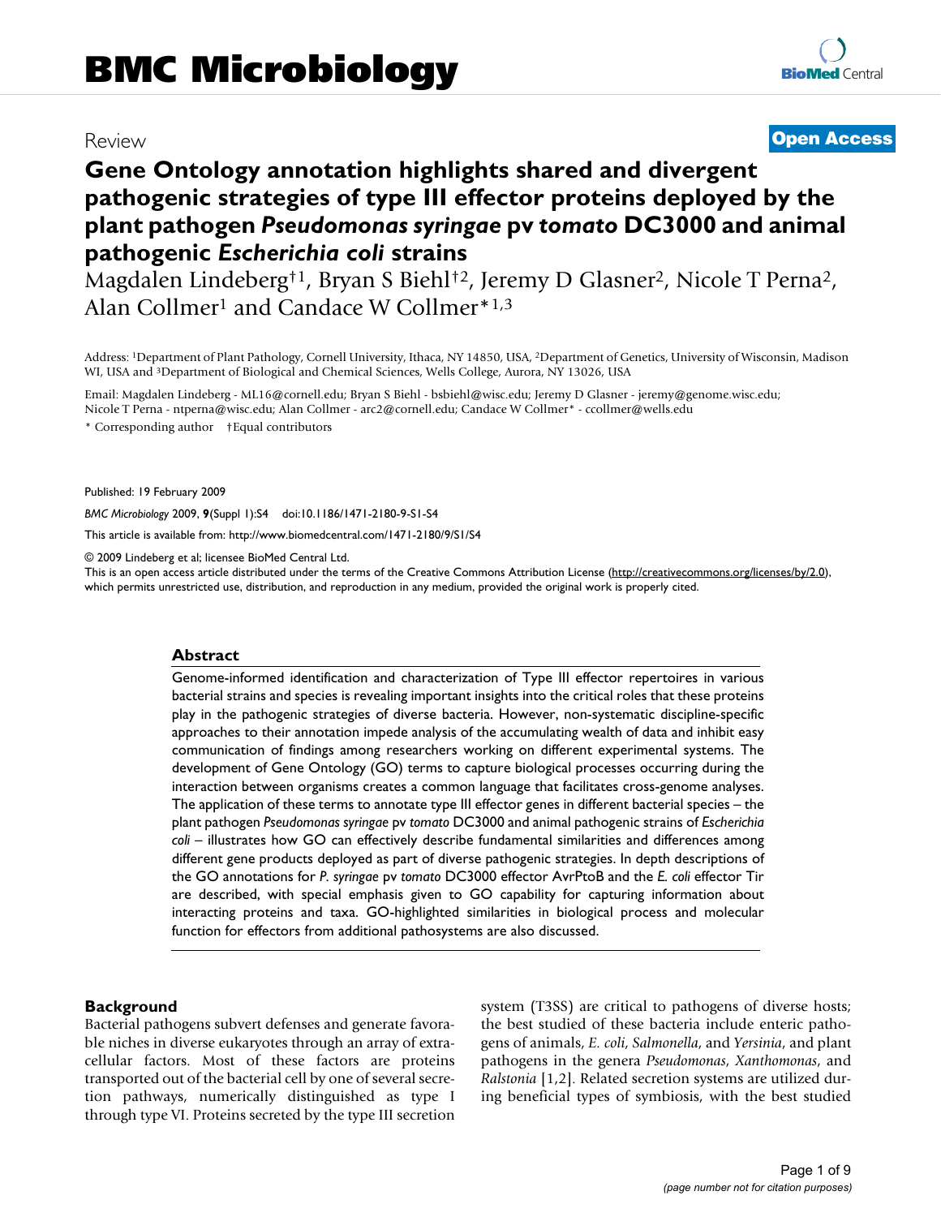# BMC Microbiology

Review

**Open Access**

# Gene Ontology annotation highlights shared and divergent pathogenic strategies of type III effector proteins deployed by the plant pathogen *Pseudomonas syringae* pv *tomato* DC3000 and animal pathogenic *Escherichia coli* strains

Magdalen Lindeberg†[1], Bryan S Biehl†[2], Jeremy D Glasner[2], Nicole T Perna[2], Alan Collmer[1] and Candace W Collmer*[1,3]

Address: [1]Department of Plant Pathology, Cornell University, Ithaca, NY 14850, USA, [2]Department of Genetics, University of Wisconsin, Madison WI, USA and [3]Department of Biological and Chemical Sciences, Wells College, Aurora, NY 13026, USA

Email: Magdalen Lindeberg - ML16@cornell.edu; Bryan S Biehl - bsbiehl@wisc.edu; Jeremy D Glasner - jeremy@genome.wisc.edu; Nicole T Perna - ntperna@wisc.edu; Alan Collmer - arc2@cornell.edu; Candace W Collmer* - ccollmer@wells.edu

\* Corresponding author †Equal contributors

Published: 19 February 2009

*BMC Microbiology* 2009, **9**(Suppl 1):S4 doi:10.1186/1471-2180-9-S1-S4

This article is available from: http://www.biomedcentral.com/1471-2180/9/S1/S4

© 2009 Lindeberg et al; licensee BioMed Central Ltd.

This is an open access article distributed under the terms of the Creative Commons Attribution License (http://creativecommons.org/licenses/by/2.0), which permits unrestricted use, distribution, and reproduction in any medium, provided the original work is properly cited.

## Abstract

Genome-informed identification and characterization of Type III effector repertoires in various bacterial strains and species is revealing important insights into the critical roles that these proteins play in the pathogenic strategies of diverse bacteria. However, non-systematic discipline-specific approaches to their annotation impede analysis of the accumulating wealth of data and inhibit easy communication of findings among researchers working on different experimental systems. The development of Gene Ontology (GO) terms to capture biological processes occurring during the interaction between organisms creates a common language that facilitates cross-genome analyses. The application of these terms to annotate type III effector genes in different bacterial species – the plant pathogen *Pseudomonas syringae* pv *tomato* DC3000 and animal pathogenic strains of *Escherichia coli* – illustrates how GO can effectively describe fundamental similarities and differences among different gene products deployed as part of diverse pathogenic strategies. In depth descriptions of the GO annotations for *P. syringae* pv *tomato* DC3000 effector AvrPtoB and the *E. coli* effector Tir are described, with special emphasis given to GO capability for capturing information about interacting proteins and taxa. GO-highlighted similarities in biological process and molecular function for effectors from additional pathosystems are also discussed.

## Background

Bacterial pathogens subvert defenses and generate favorable niches in diverse eukaryotes through an array of extracellular factors. Most of these factors are proteins transported out of the bacterial cell by one of several secretion pathways, numerically distinguished as type I through type VI. Proteins secreted by the type III secretion system (T3SS) are critical to pathogens of diverse hosts; the best studied of these bacteria include enteric pathogens of animals, *E. coli*, *Salmonella*, and *Yersinia*, and plant pathogens in the genera *Pseudomonas*, *Xanthomonas*, and *Ralstonia* [1,2]. Related secretion systems are utilized during beneficial types of symbiosis, with the best studied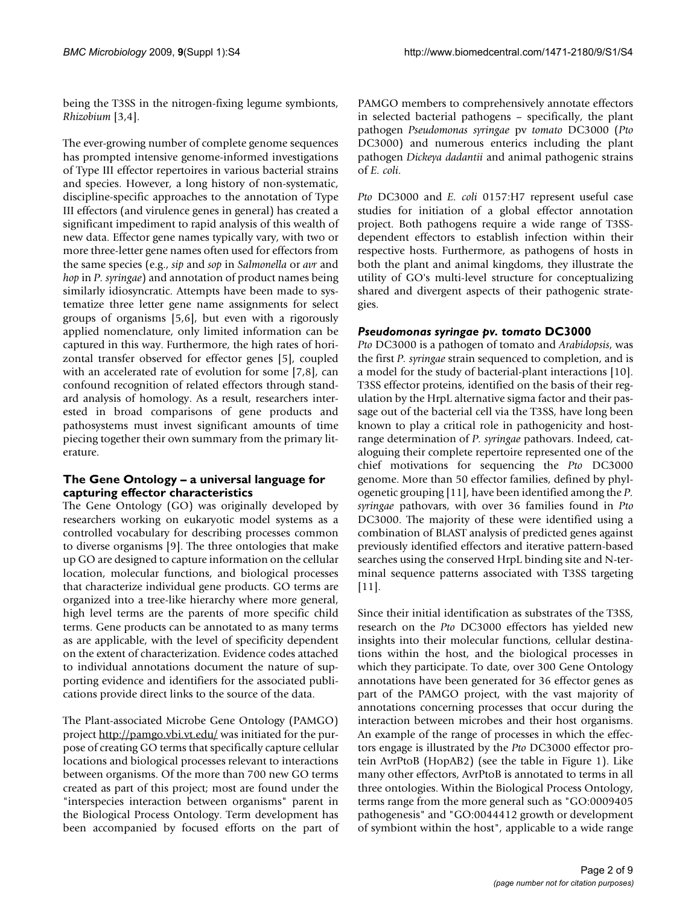being the T3SS in the nitrogen-fixing legume symbionts, *Rhizobium* [3,4].

The ever-growing number of complete genome sequences has prompted intensive genome-informed investigations of Type III effector repertoires in various bacterial strains and species. However, a long history of non-systematic, discipline-specific approaches to the annotation of Type III effectors (and virulence genes in general) has created a significant impediment to rapid analysis of this wealth of new data. Effector gene names typically vary, with two or more three-letter gene names often used for effectors from the same species (e.g., *sip* and *sop* in *Salmonella* or *avr* and *hop* in *P. syringae*) and annotation of product names being similarly idiosyncratic. Attempts have been made to systematize three letter gene name assignments for select groups of organisms [5,6], but even with a rigorously applied nomenclature, only limited information can be captured in this way. Furthermore, the high rates of horizontal transfer observed for effector genes [5], coupled with an accelerated rate of evolution for some [7,8], can confound recognition of related effectors through standard analysis of homology. As a result, researchers interested in broad comparisons of gene products and pathosystems must invest significant amounts of time piecing together their own summary from the primary literature.

## The Gene Ontology – a universal language for capturing effector characteristics

The Gene Ontology (GO) was originally developed by researchers working on eukaryotic model systems as a controlled vocabulary for describing processes common to diverse organisms [9]. The three ontologies that make up GO are designed to capture information on the cellular location, molecular functions, and biological processes that characterize individual gene products. GO terms are organized into a tree-like hierarchy where more general, high level terms are the parents of more specific child terms. Gene products can be annotated to as many terms as are applicable, with the level of specificity dependent on the extent of characterization. Evidence codes attached to individual annotations document the nature of supporting evidence and identifiers for the associated publications provide direct links to the source of the data.

The Plant-associated Microbe Gene Ontology (PAMGO) project http://pamgo.vbi.vt.edu/ was initiated for the purpose of creating GO terms that specifically capture cellular locations and biological processes relevant to interactions between organisms. Of the more than 700 new GO terms created as part of this project; most are found under the "interspecies interaction between organisms" parent in the Biological Process Ontology. Term development has been accompanied by focused efforts on the part of PAMGO members to comprehensively annotate effectors in selected bacterial pathogens – specifically, the plant pathogen *Pseudomonas syringae* pv *tomato* DC3000 (*Pto* DC3000) and numerous enterics including the plant pathogen *Dickeya dadantii* and animal pathogenic strains of *E. coli*.

*Pto* DC3000 and *E. coli* 0157:H7 represent useful case studies for initiation of a global effector annotation project. Both pathogens require a wide range of T3SS-dependent effectors to establish infection within their respective hosts. Furthermore, as pathogens of hosts in both the plant and animal kingdoms, they illustrate the utility of GO's multi-level structure for conceptualizing shared and divergent aspects of their pathogenic strategies.

### *Pseudomonas syringae pv. tomato* DC3000

*Pto* DC3000 is a pathogen of tomato and *Arabidopsis*, was the first *P. syringae* strain sequenced to completion, and is a model for the study of bacterial-plant interactions [10]. T3SS effector proteins, identified on the basis of their regulation by the HrpL alternative sigma factor and their passage out of the bacterial cell via the T3SS, have long been known to play a critical role in pathogenicity and host-range determination of *P. syringae* pathovars. Indeed, cataloguing their complete repertoire represented one of the chief motivations for sequencing the *Pto* DC3000 genome. More than 50 effector families, defined by phylogenetic grouping [11], have been identified among the *P. syringae* pathovars, with over 36 families found in *Pto* DC3000. The majority of these were identified using a combination of BLAST analysis of predicted genes against previously identified effectors and iterative pattern-based searches using the conserved HrpL binding site and N-terminal sequence patterns associated with T3SS targeting [11].

Since their initial identification as substrates of the T3SS, research on the *Pto* DC3000 effectors has yielded new insights into their molecular functions, cellular destinations within the host, and the biological processes in which they participate. To date, over 300 Gene Ontology annotations have been generated for 36 effector genes as part of the PAMGO project, with the vast majority of annotations concerning processes that occur during the interaction between microbes and their host organisms. An example of the range of processes in which the effectors engage is illustrated by the *Pto* DC3000 effector protein AvrPtoB (HopAB2) (see the table in Figure 1). Like many other effectors, AvrPtoB is annotated to terms in all three ontologies. Within the Biological Process Ontology, terms range from the more general such as "GO:0009405 pathogenesis" and "GO:0044412 growth or development of symbiont within the host", applicable to a wide range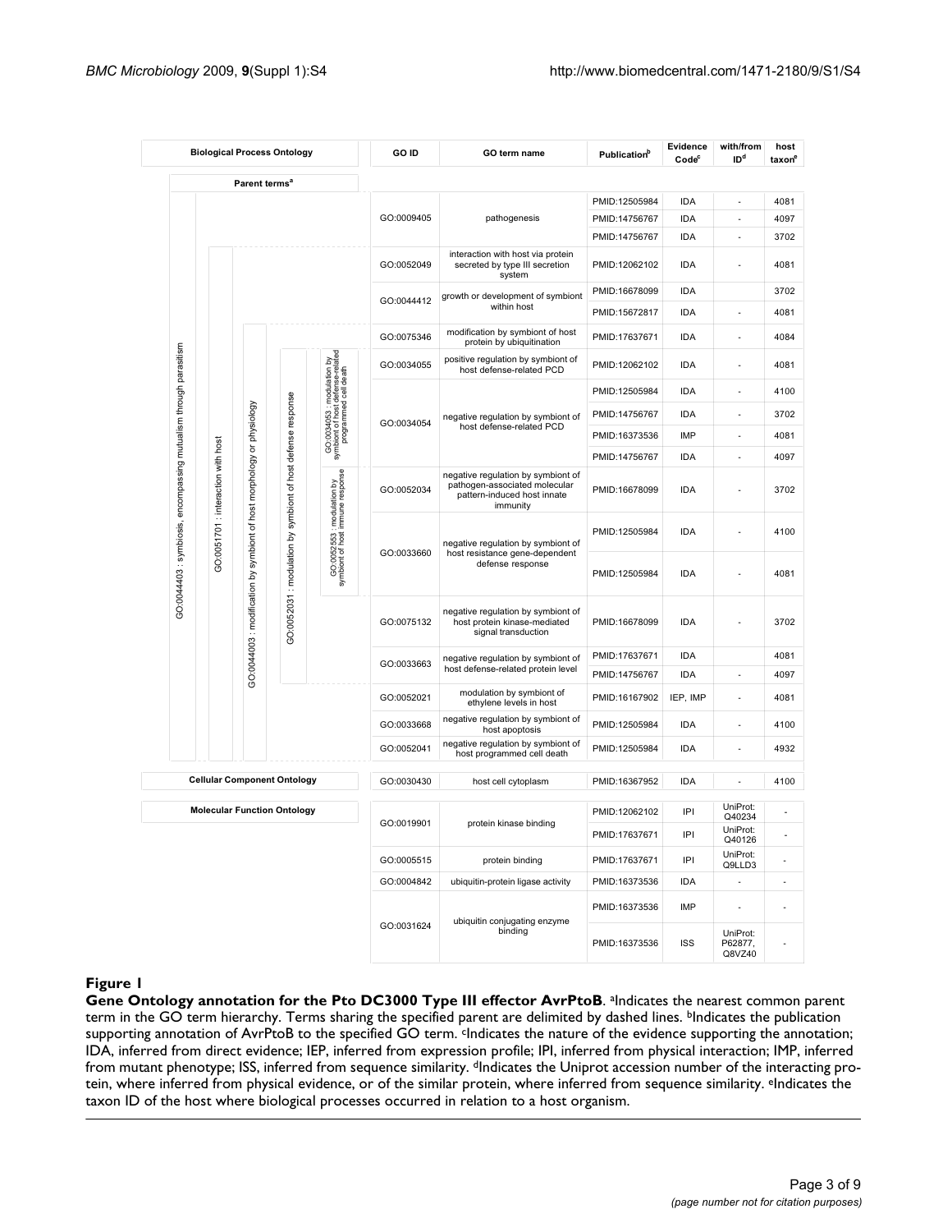| Biological Process Ontology | GO ID | GO term name | Publication[b] | Evidence Code[c] | with/from ID[d] | host taxon[e] |
|---|---|---|---|---|---|---|
| **Parent terms[a]** | | | | | | |
| GO:0044403 : symbiosis, encompassing mutualism through parasitism | GO:0009405 | pathogenesis | PMID:12505984 | IDA | - | 4081 |
| | | | PMID:14756767 | IDA | - | 4097 |
| | | | PMID:14756767 | IDA | - | 3702 |
| GO:0051701 : interaction with host | GO:0052049 | interaction with host via protein secreted by type III secretion system | PMID:12062102 | IDA | - | 4081 |
| | GO:0044412 | growth or development of symbiont within host | PMID:16678099 | IDA | | 3702 |
| | | | PMID:15672817 | IDA | - | 4081 |
| GO:0044003 : modification by symbiont of host morphology or physiology | GO:0075346 | modification by symbiont of host protein by ubiquitination | PMID:17637671 | IDA | - | 4084 |
| GO:0052031 : modulation by symbiont of host defense response; GO:0034053 : modulation by symbiont of host defense-related programmed cell death | GO:0034055 | positive regulation by symbiont of host defense-related PCD | PMID:12062102 | IDA | - | 4081 |
| | GO:0034054 | negative regulation by symbiont of host defense-related PCD | PMID:12505984 | IDA | - | 4100 |
| | | | PMID:14756767 | IDA | - | 3702 |
| | | | PMID:16373536 | IMP | - | 4081 |
| | | | PMID:14756767 | IDA | - | 4097 |
| GO:0052553 : modulation by symbiont of host immune response | GO:0052034 | negative regulation by symbiont of pathogen-associated molecular pattern-induced host innate immunity | PMID:16678099 | IDA | - | 3702 |
| | GO:0033660 | negative regulation by symbiont of host resistance gene-dependent defense response | PMID:12505984 | IDA | - | 4100 |
| | | | PMID:12505984 | IDA | - | 4081 |
| | GO:0075132 | negative regulation by symbiont of host protein kinase-mediated signal transduction | PMID:16678099 | IDA | - | 3702 |
| | GO:0033663 | negative regulation by symbiont of host defense-related protein level | PMID:17637671 | IDA | | 4081 |
| | | | PMID:14756767 | IDA | - | 4097 |
| | GO:0052021 | modulation by symbiont of ethylene levels in host | PMID:16167902 | IEP, IMP | - | 4081 |
| | GO:0033668 | negative regulation by symbiont of host apoptosis | PMID:12505984 | IDA | - | 4100 |
| | GO:0052041 | negative regulation by symbiont of host programmed cell death | PMID:12505984 | IDA | - | 4932 |
| **Cellular Component Ontology** | GO:0030430 | host cell cytoplasm | PMID:16367952 | IDA | - | 4100 |
| **Molecular Function Ontology** | GO:0019901 | protein kinase binding | PMID:12062102 | IPI | UniProt: Q40234 | - |
| | | | PMID:17637671 | IPI | UniProt: Q40126 | - |
| | GO:0005515 | protein binding | PMID:17637671 | IPI | UniProt: Q9LLD3 | - |
| | GO:0004842 | ubiquitin-protein ligase activity | PMID:16373536 | IDA | - | - |
| | GO:0031624 | ubiquitin conjugating enzyme binding | PMID:16373536 | IMP | - | - |
| | | | PMID:16373536 | ISS | UniProt: P62877, Q8VZ40 | - |

**Figure 1**

**Gene Ontology annotation for the Pto DC3000 Type III effector AvrPtoB**. [a]Indicates the nearest common parent term in the GO term hierarchy. Terms sharing the specified parent are delimited by dashed lines. [b]Indicates the publication supporting annotation of AvrPtoB to the specified GO term. [c]Indicates the nature of the evidence supporting the annotation; IDA, inferred from direct evidence; IEP, inferred from expression profile; IPI, inferred from physical interaction; IMP, inferred from mutant phenotype; ISS, inferred from sequence similarity. [d]Indicates the Uniprot accession number of the interacting protein, where inferred from physical evidence, or of the similar protein, where inferred from sequence similarity. [e]Indicates the taxon ID of the host where biological processes occurred in relation to a host organism.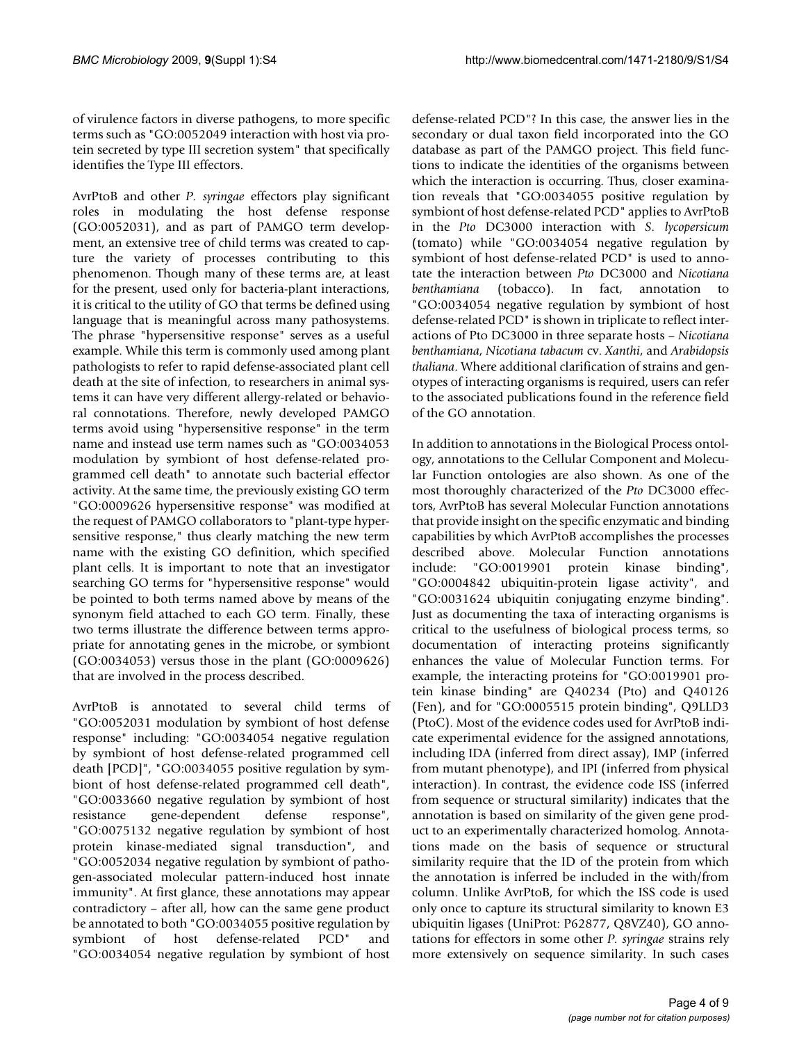of virulence factors in diverse pathogens, to more specific terms such as "GO:0052049 interaction with host via protein secreted by type III secretion system" that specifically identifies the Type III effectors.

AvrPtoB and other *P. syringae* effectors play significant roles in modulating the host defense response (GO:0052031), and as part of PAMGO term development, an extensive tree of child terms was created to capture the variety of processes contributing to this phenomenon. Though many of these terms are, at least for the present, used only for bacteria-plant interactions, it is critical to the utility of GO that terms be defined using language that is meaningful across many pathosystems. The phrase "hypersensitive response" serves as a useful example. While this term is commonly used among plant pathologists to refer to rapid defense-associated plant cell death at the site of infection, to researchers in animal systems it can have very different allergy-related or behavioral connotations. Therefore, newly developed PAMGO terms avoid using "hypersensitive response" in the term name and instead use term names such as "GO:0034053 modulation by symbiont of host defense-related programmed cell death" to annotate such bacterial effector activity. At the same time, the previously existing GO term "GO:0009626 hypersensitive response" was modified at the request of PAMGO collaborators to "plant-type hypersensitive response," thus clearly matching the new term name with the existing GO definition, which specified plant cells. It is important to note that an investigator searching GO terms for "hypersensitive response" would be pointed to both terms named above by means of the synonym field attached to each GO term. Finally, these two terms illustrate the difference between terms appropriate for annotating genes in the microbe, or symbiont (GO:0034053) versus those in the plant (GO:0009626) that are involved in the process described.

AvrPtoB is annotated to several child terms of "GO:0052031 modulation by symbiont of host defense response" including: "GO:0034054 negative regulation by symbiont of host defense-related programmed cell death [PCD]", "GO:0034055 positive regulation by symbiont of host defense-related programmed cell death", "GO:0033660 negative regulation by symbiont of host resistance gene-dependent defense response", "GO:0075132 negative regulation by symbiont of host protein kinase-mediated signal transduction", and "GO:0052034 negative regulation by symbiont of pathogen-associated molecular pattern-induced host innate immunity". At first glance, these annotations may appear contradictory – after all, how can the same gene product be annotated to both "GO:0034055 positive regulation by symbiont of host defense-related PCD" and "GO:0034054 negative regulation by symbiont of host defense-related PCD"? In this case, the answer lies in the secondary or dual taxon field incorporated into the GO database as part of the PAMGO project. This field functions to indicate the identities of the organisms between which the interaction is occurring. Thus, closer examination reveals that "GO:0034055 positive regulation by symbiont of host defense-related PCD" applies to AvrPtoB in the *Pto* DC3000 interaction with *S. lycopersicum* (tomato) while "GO:0034054 negative regulation by symbiont of host defense-related PCD" is used to annotate the interaction between *Pto* DC3000 and *Nicotiana benthamiana* (tobacco). In fact, annotation to "GO:0034054 negative regulation by symbiont of host defense-related PCD" is shown in triplicate to reflect interactions of Pto DC3000 in three separate hosts – *Nicotiana benthamiana*, *Nicotiana tabacum* cv. *Xanthi*, and *Arabidopsis thaliana*. Where additional clarification of strains and genotypes of interacting organisms is required, users can refer to the associated publications found in the reference field of the GO annotation.

In addition to annotations in the Biological Process ontology, annotations to the Cellular Component and Molecular Function ontologies are also shown. As one of the most thoroughly characterized of the *Pto* DC3000 effectors, AvrPtoB has several Molecular Function annotations that provide insight on the specific enzymatic and binding capabilities by which AvrPtoB accomplishes the processes described above. Molecular Function annotations include: "GO:0019901 protein kinase binding", "GO:0004842 ubiquitin-protein ligase activity", and "GO:0031624 ubiquitin conjugating enzyme binding". Just as documenting the taxa of interacting organisms is critical to the usefulness of biological process terms, so documentation of interacting proteins significantly enhances the value of Molecular Function terms. For example, the interacting proteins for "GO:0019901 protein kinase binding" are Q40234 (Pto) and Q40126 (Fen), and for "GO:0005515 protein binding", Q9LLD3 (PtoC). Most of the evidence codes used for AvrPtoB indicate experimental evidence for the assigned annotations, including IDA (inferred from direct assay), IMP (inferred from mutant phenotype), and IPI (inferred from physical interaction). In contrast, the evidence code ISS (inferred from sequence or structural similarity) indicates that the annotation is based on similarity of the given gene product to an experimentally characterized homolog. Annotations made on the basis of sequence or structural similarity require that the ID of the protein from which the annotation is inferred be included in the with/from column. Unlike AvrPtoB, for which the ISS code is used only once to capture its structural similarity to known E3 ubiquitin ligases (UniProt: P62877, Q8VZ40), GO annotations for effectors in some other *P. syringae* strains rely more extensively on sequence similarity. In such cases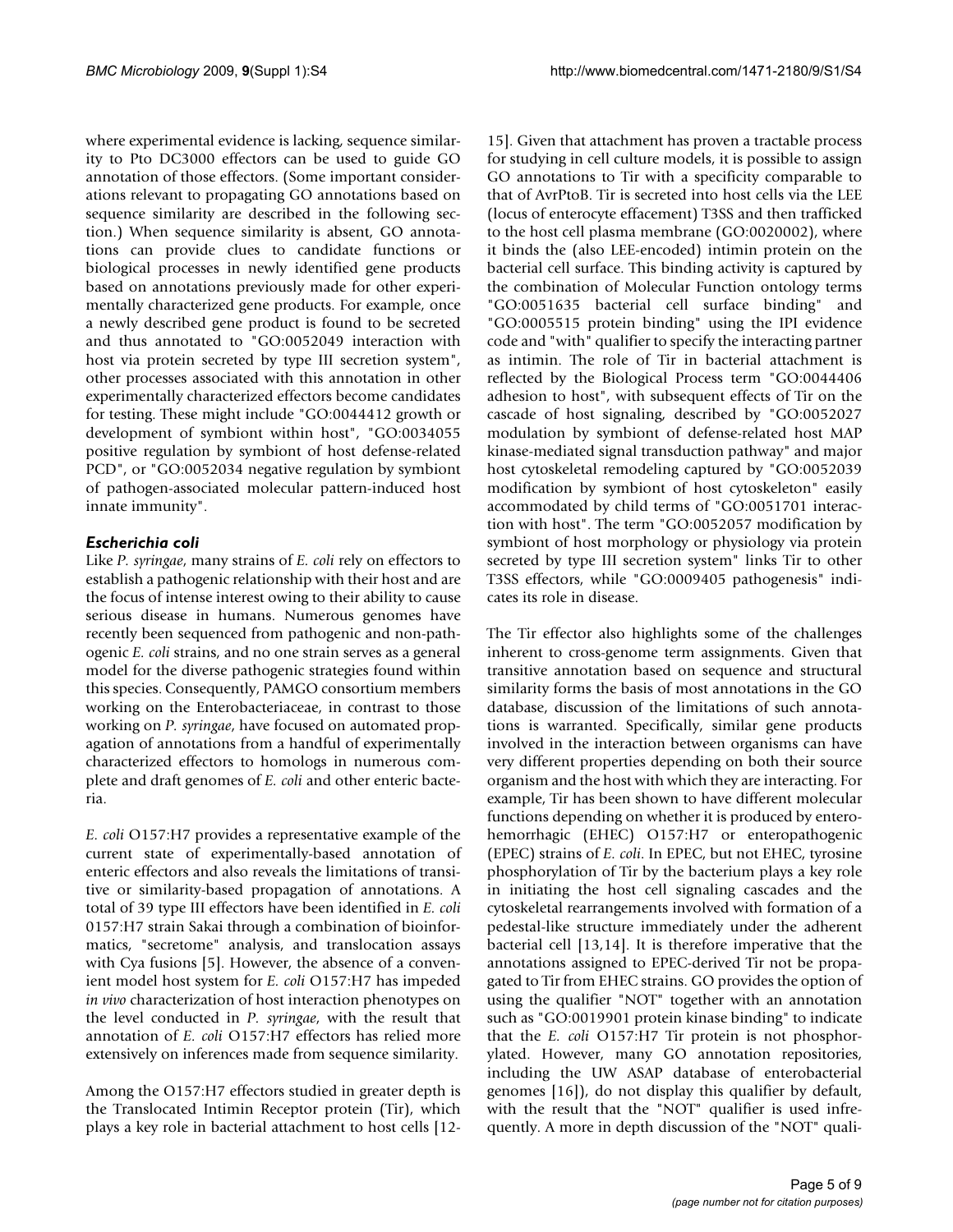where experimental evidence is lacking, sequence similarity to Pto DC3000 effectors can be used to guide GO annotation of those effectors. (Some important considerations relevant to propagating GO annotations based on sequence similarity are described in the following section.) When sequence similarity is absent, GO annotations can provide clues to candidate functions or biological processes in newly identified gene products based on annotations previously made for other experimentally characterized gene products. For example, once a newly described gene product is found to be secreted and thus annotated to "GO:0052049 interaction with host via protein secreted by type III secretion system", other processes associated with this annotation in other experimentally characterized effectors become candidates for testing. These might include "GO:0044412 growth or development of symbiont within host", "GO:0034055 positive regulation by symbiont of host defense-related PCD", or "GO:0052034 negative regulation by symbiont of pathogen-associated molecular pattern-induced host innate immunity".

### *Escherichia coli*

Like *P. syringae*, many strains of *E. coli* rely on effectors to establish a pathogenic relationship with their host and are the focus of intense interest owing to their ability to cause serious disease in humans. Numerous genomes have recently been sequenced from pathogenic and non-pathogenic *E. coli* strains, and no one strain serves as a general model for the diverse pathogenic strategies found within this species. Consequently, PAMGO consortium members working on the Enterobacteriaceae, in contrast to those working on *P. syringae*, have focused on automated propagation of annotations from a handful of experimentally characterized effectors to homologs in numerous complete and draft genomes of *E. coli* and other enteric bacteria.

*E. coli* O157:H7 provides a representative example of the current state of experimentally-based annotation of enteric effectors and also reveals the limitations of transitive or similarity-based propagation of annotations. A total of 39 type III effectors have been identified in *E. coli* 0157:H7 strain Sakai through a combination of bioinformatics, "secretome" analysis, and translocation assays with Cya fusions [5]. However, the absence of a convenient model host system for *E. coli* O157:H7 has impeded *in vivo* characterization of host interaction phenotypes on the level conducted in *P. syringae*, with the result that annotation of *E. coli* O157:H7 effectors has relied more extensively on inferences made from sequence similarity.

Among the O157:H7 effectors studied in greater depth is the Translocated Intimin Receptor protein (Tir), which plays a key role in bacterial attachment to host cells [12-15]. Given that attachment has proven a tractable process for studying in cell culture models, it is possible to assign GO annotations to Tir with a specificity comparable to that of AvrPtoB. Tir is secreted into host cells via the LEE (locus of enterocyte effacement) T3SS and then trafficked to the host cell plasma membrane (GO:0020002), where it binds the (also LEE-encoded) intimin protein on the bacterial cell surface. This binding activity is captured by the combination of Molecular Function ontology terms "GO:0051635 bacterial cell surface binding" and "GO:0005515 protein binding" using the IPI evidence code and "with" qualifier to specify the interacting partner as intimin. The role of Tir in bacterial attachment is reflected by the Biological Process term "GO:0044406 adhesion to host", with subsequent effects of Tir on the cascade of host signaling, described by "GO:0052027 modulation by symbiont of defense-related host MAP kinase-mediated signal transduction pathway" and major host cytoskeletal remodeling captured by "GO:0052039 modification by symbiont of host cytoskeleton" easily accommodated by child terms of "GO:0051701 interaction with host". The term "GO:0052057 modification by symbiont of host morphology or physiology via protein secreted by type III secretion system" links Tir to other T3SS effectors, while "GO:0009405 pathogenesis" indicates its role in disease.

The Tir effector also highlights some of the challenges inherent to cross-genome term assignments. Given that transitive annotation based on sequence and structural similarity forms the basis of most annotations in the GO database, discussion of the limitations of such annotations is warranted. Specifically, similar gene products involved in the interaction between organisms can have very different properties depending on both their source organism and the host with which they are interacting. For example, Tir has been shown to have different molecular functions depending on whether it is produced by enterohemorrhagic (EHEC) O157:H7 or enteropathogenic (EPEC) strains of *E. coli*. In EPEC, but not EHEC, tyrosine phosphorylation of Tir by the bacterium plays a key role in initiating the host cell signaling cascades and the cytoskeletal rearrangements involved with formation of a pedestal-like structure immediately under the adherent bacterial cell [13,14]. It is therefore imperative that the annotations assigned to EPEC-derived Tir not be propagated to Tir from EHEC strains. GO provides the option of using the qualifier "NOT" together with an annotation such as "GO:0019901 protein kinase binding" to indicate that the *E. coli* O157:H7 Tir protein is not phosphorylated. However, many GO annotation repositories, including the UW ASAP database of enterobacterial genomes [16]), do not display this qualifier by default, with the result that the "NOT" qualifier is used infrequently. A more in depth discussion of the "NOT" quali-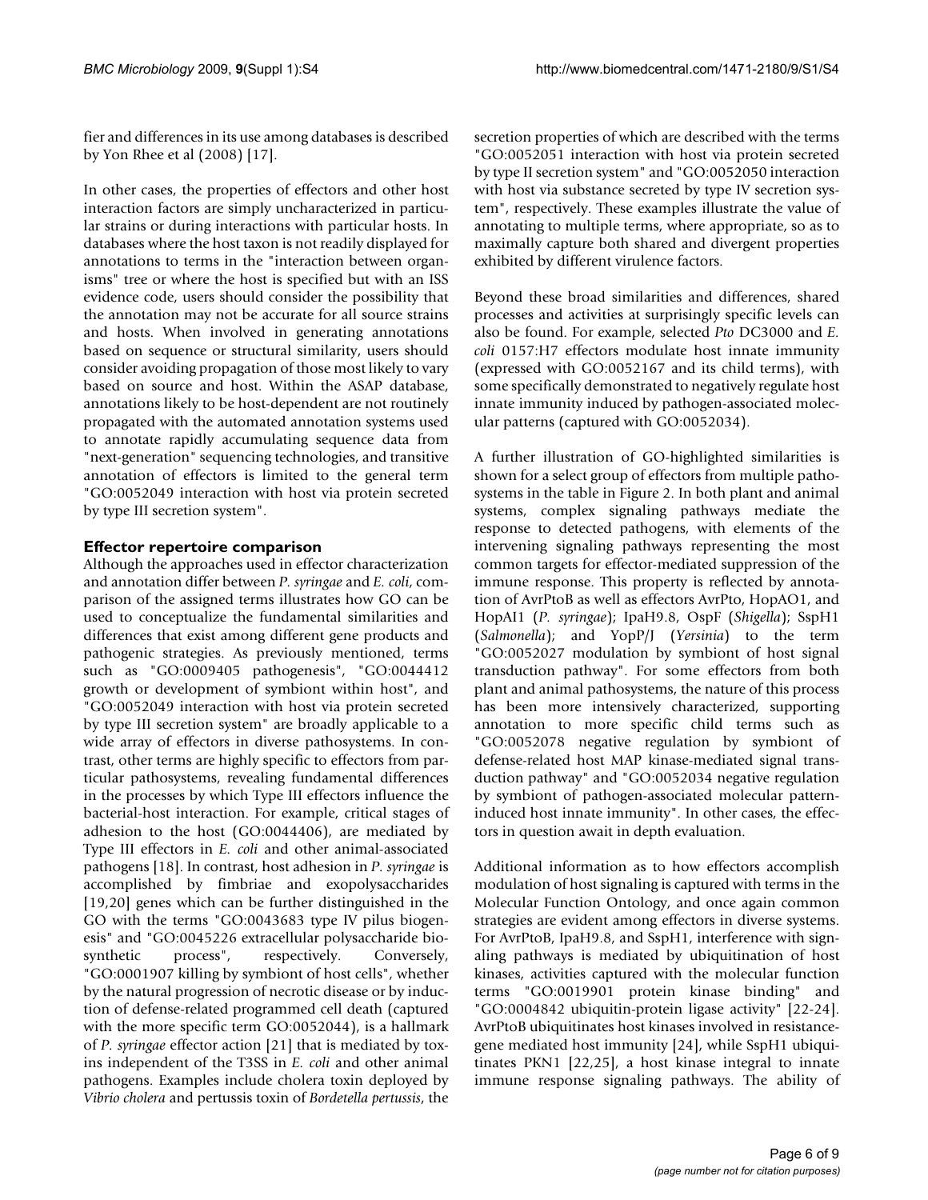fier and differences in its use among databases is described by Yon Rhee et al (2008) [17].

In other cases, the properties of effectors and other host interaction factors are simply uncharacterized in particular strains or during interactions with particular hosts. In databases where the host taxon is not readily displayed for annotations to terms in the "interaction between organisms" tree or where the host is specified but with an ISS evidence code, users should consider the possibility that the annotation may not be accurate for all source strains and hosts. When involved in generating annotations based on sequence or structural similarity, users should consider avoiding propagation of those most likely to vary based on source and host. Within the ASAP database, annotations likely to be host-dependent are not routinely propagated with the automated annotation systems used to annotate rapidly accumulating sequence data from "next-generation" sequencing technologies, and transitive annotation of effectors is limited to the general term "GO:0052049 interaction with host via protein secreted by type III secretion system".

### Effector repertoire comparison

Although the approaches used in effector characterization and annotation differ between *P. syringae* and *E. coli*, comparison of the assigned terms illustrates how GO can be used to conceptualize the fundamental similarities and differences that exist among different gene products and pathogenic strategies. As previously mentioned, terms such as "GO:0009405 pathogenesis", "GO:0044412 growth or development of symbiont within host", and "GO:0052049 interaction with host via protein secreted by type III secretion system" are broadly applicable to a wide array of effectors in diverse pathosystems. In contrast, other terms are highly specific to effectors from particular pathosystems, revealing fundamental differences in the processes by which Type III effectors influence the bacterial-host interaction. For example, critical stages of adhesion to the host (GO:0044406), are mediated by Type III effectors in *E. coli* and other animal-associated pathogens [18]. In contrast, host adhesion in *P. syringae* is accomplished by fimbriae and exopolysaccharides [19,20] genes which can be further distinguished in the GO with the terms "GO:0043683 type IV pilus biogenesis" and "GO:0045226 extracellular polysaccharide biosynthetic process", respectively. Conversely, "GO:0001907 killing by symbiont of host cells", whether by the natural progression of necrotic disease or by induction of defense-related programmed cell death (captured with the more specific term GO:0052044), is a hallmark of *P. syringae* effector action [21] that is mediated by toxins independent of the T3SS in *E. coli* and other animal pathogens. Examples include cholera toxin deployed by *Vibrio cholera* and pertussis toxin of *Bordetella pertussis*, the secretion properties of which are described with the terms "GO:0052051 interaction with host via protein secreted by type II secretion system" and "GO:0052050 interaction with host via substance secreted by type IV secretion system", respectively. These examples illustrate the value of annotating to multiple terms, where appropriate, so as to maximally capture both shared and divergent properties exhibited by different virulence factors.

Beyond these broad similarities and differences, shared processes and activities at surprisingly specific levels can also be found. For example, selected *Pto* DC3000 and *E. coli* 0157:H7 effectors modulate host innate immunity (expressed with GO:0052167 and its child terms), with some specifically demonstrated to negatively regulate host innate immunity induced by pathogen-associated molecular patterns (captured with GO:0052034).

A further illustration of GO-highlighted similarities is shown for a select group of effectors from multiple pathosystems in the table in Figure 2. In both plant and animal systems, complex signaling pathways mediate the response to detected pathogens, with elements of the intervening signaling pathways representing the most common targets for effector-mediated suppression of the immune response. This property is reflected by annotation of AvrPtoB as well as effectors AvrPto, HopAO1, and HopAI1 (*P. syringae*); IpaH9.8, OspF (*Shigella*); SspH1 (*Salmonella*); and YopP/J (*Yersinia*) to the term "GO:0052027 modulation by symbiont of host signal transduction pathway". For some effectors from both plant and animal pathosystems, the nature of this process has been more intensively characterized, supporting annotation to more specific child terms such as "GO:0052078 negative regulation by symbiont of defense-related host MAP kinase-mediated signal transduction pathway" and "GO:0052034 negative regulation by symbiont of pathogen-associated molecular pattern-induced host innate immunity". In other cases, the effectors in question await in depth evaluation.

Additional information as to how effectors accomplish modulation of host signaling is captured with terms in the Molecular Function Ontology, and once again common strategies are evident among effectors in diverse systems. For AvrPtoB, IpaH9.8, and SspH1, interference with signaling pathways is mediated by ubiquitination of host kinases, activities captured with the molecular function terms "GO:0019901 protein kinase binding" and "GO:0004842 ubiquitin-protein ligase activity" [22-24]. AvrPtoB ubiquitinates host kinases involved in resistance-gene mediated host immunity [24], while SspH1 ubiquitinates PKN1 [22,25], a host kinase integral to innate immune response signaling pathways. The ability of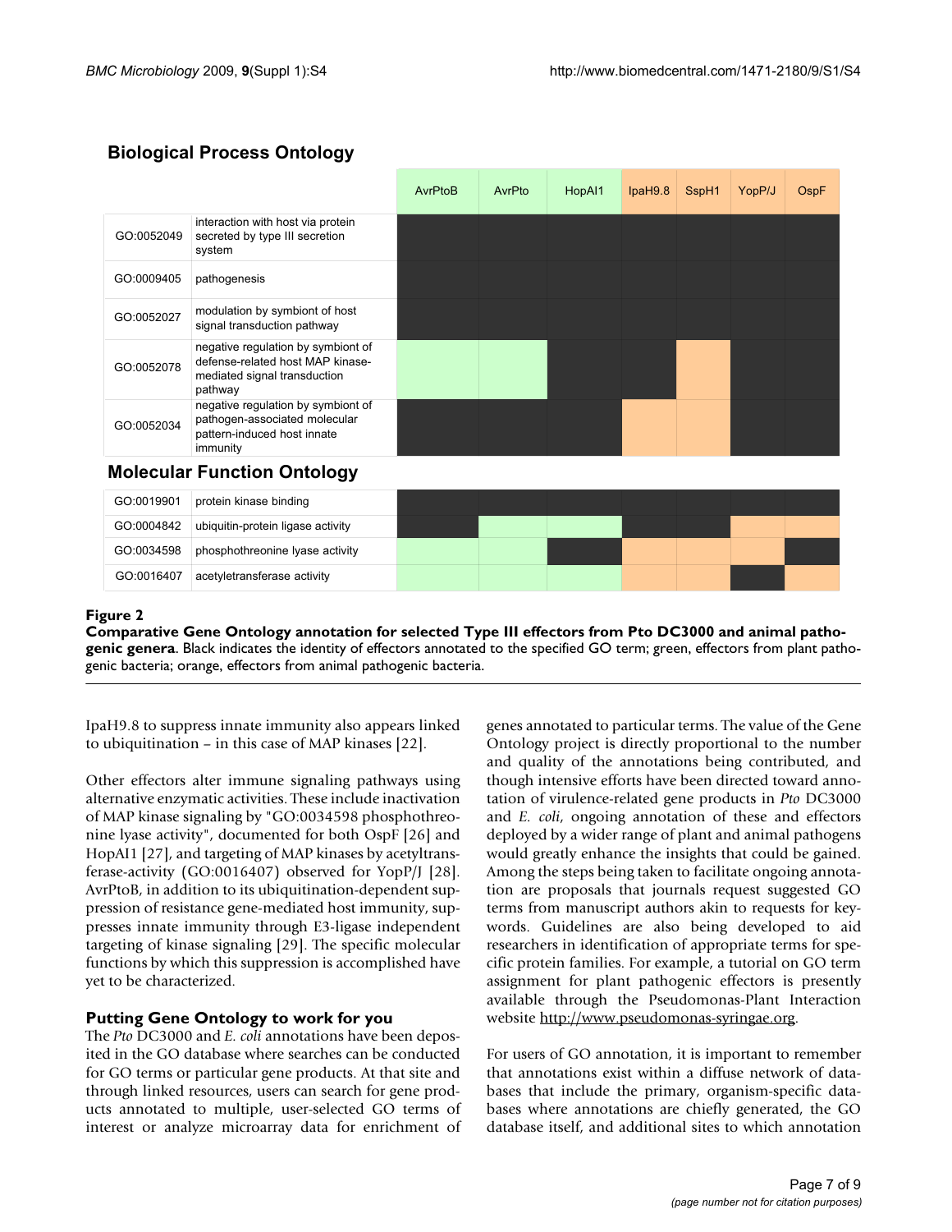**Biological Process Ontology**

| | | AvrPtoB | AvrPto | HopAI1 | IpaH9.8 | SspH1 | YopP/J | OspF |
|---|---|---|---|---|---|---|---|---|
| GO:0052049 | interaction with host via protein secreted by type III secretion system | ■ | ■ | ■ | ■ | ■ | ■ | ■ |
| GO:0009405 | pathogenesis | ■ | ■ | ■ | ■ | ■ | ■ | ■ |
| GO:0052027 | modulation by symbiont of host signal transduction pathway | ■ | ■ | ■ | ■ | ■ | ■ | ■ |
| GO:0052078 | negative regulation by symbiont of defense-related host MAP kinase-mediated signal transduction pathway | | | ■ | ■ | | ■ | ■ |
| GO:0052034 | negative regulation by symbiont of pathogen-associated molecular pattern-induced host innate immunity | ■ | ■ | ■ | | | ■ | ■ |

**Molecular Function Ontology**

| | | AvrPtoB | AvrPto | HopAI1 | IpaH9.8 | SspH1 | YopP/J | OspF |
|---|---|---|---|---|---|---|---|---|
| GO:0019901 | protein kinase binding | ■ | ■ | ■ | ■ | ■ | ■ | ■ |
| GO:0004842 | ubiquitin-protein ligase activity | ■ | | | ■ | ■ | | |
| GO:0034598 | phosphothreonine lyase activity | | | ■ | | | | ■ |
| GO:0016407 | acetyltransferase activity | | | | | | ■ | |

**Figure 2**

**Comparative Gene Ontology annotation for selected Type III effectors from Pto DC3000 and animal pathogenic genera**. Black indicates the identity of effectors annotated to the specified GO term; green, effectors from plant pathogenic bacteria; orange, effectors from animal pathogenic bacteria.

IpaH9.8 to suppress innate immunity also appears linked to ubiquitination – in this case of MAP kinases [22].

Other effectors alter immune signaling pathways using alternative enzymatic activities. These include inactivation of MAP kinase signaling by "GO:0034598 phosphothreonine lyase activity", documented for both OspF [26] and HopAI1 [27], and targeting of MAP kinases by acetyltransferase-activity (GO:0016407) observed for YopP/J [28]. AvrPtoB, in addition to its ubiquitination-dependent suppression of resistance gene-mediated host immunity, suppresses innate immunity through E3-ligase independent targeting of kinase signaling [29]. The specific molecular functions by which this suppression is accomplished have yet to be characterized.

### Putting Gene Ontology to work for you

The *Pto* DC3000 and *E. coli* annotations have been deposited in the GO database where searches can be conducted for GO terms or particular gene products. At that site and through linked resources, users can search for gene products annotated to multiple, user-selected GO terms of interest or analyze microarray data for enrichment of genes annotated to particular terms. The value of the Gene Ontology project is directly proportional to the number and quality of the annotations being contributed, and though intensive efforts have been directed toward annotation of virulence-related gene products in *Pto* DC3000 and *E. coli*, ongoing annotation of these and effectors deployed by a wider range of plant and animal pathogens would greatly enhance the insights that could be gained. Among the steps being taken to facilitate ongoing annotation are proposals that journals request suggested GO terms from manuscript authors akin to requests for keywords. Guidelines are also being developed to aid researchers in identification of appropriate terms for specific protein families. For example, a tutorial on GO term assignment for plant pathogenic effectors is presently available through the Pseudomonas-Plant Interaction website http://www.pseudomonas-syringae.org.

For users of GO annotation, it is important to remember that annotations exist within a diffuse network of databases that include the primary, organism-specific databases where annotations are chiefly generated, the GO database itself, and additional sites to which annotation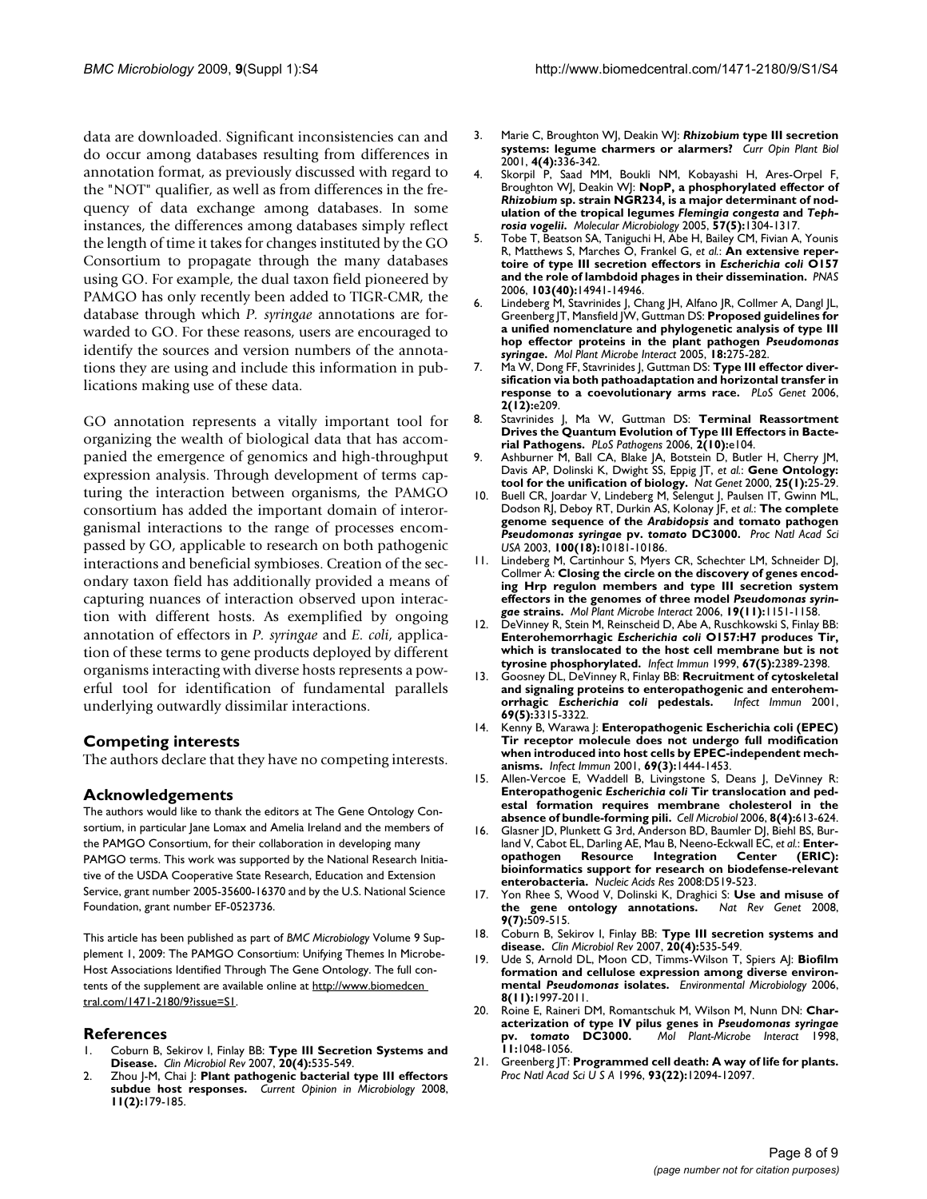data are downloaded. Significant inconsistencies can and do occur among databases resulting from differences in annotation format, as previously discussed with regard to the "NOT" qualifier, as well as from differences in the frequency of data exchange among databases. In some instances, the differences among databases simply reflect the length of time it takes for changes instituted by the GO Consortium to propagate through the many databases using GO. For example, the dual taxon field pioneered by PAMGO has only recently been added to TIGR-CMR, the database through which *P. syringae* annotations are forwarded to GO. For these reasons, users are encouraged to identify the sources and version numbers of the annotations they are using and include this information in publications making use of these data.

GO annotation represents a vitally important tool for organizing the wealth of biological data that has accompanied the emergence of genomics and high-throughput expression analysis. Through development of terms capturing the interaction between organisms, the PAMGO consortium has added the important domain of interorganismal interactions to the range of processes encompassed by GO, applicable to research on both pathogenic interactions and beneficial symbioses. Creation of the secondary taxon field has additionally provided a means of capturing nuances of interaction observed upon interaction with different hosts. As exemplified by ongoing annotation of effectors in *P. syringae* and *E. coli*, application of these terms to gene products deployed by different organisms interacting with diverse hosts represents a powerful tool for identification of fundamental parallels underlying outwardly dissimilar interactions.

## Competing interests

The authors declare that they have no competing interests.

## Acknowledgements

The authors would like to thank the editors at The Gene Ontology Consortium, in particular Jane Lomax and Amelia Ireland and the members of the PAMGO Consortium, for their collaboration in developing many PAMGO terms. This work was supported by the National Research Initiative of the USDA Cooperative State Research, Education and Extension Service, grant number 2005-35600-16370 and by the U.S. National Science Foundation, grant number EF-0523736.

This article has been published as part of *BMC Microbiology* Volume 9 Supplement 1, 2009: The PAMGO Consortium: Unifying Themes In Microbe-Host Associations Identified Through The Gene Ontology. The full contents of the supplement are available online at http://www.biomedcentral.com/1471-2180/9?issue=S1.

## References

1. Coburn B, Sekirov I, Finlay BB: **Type III Secretion Systems and Disease.** *Clin Microbiol Rev* 2007, **20(4):**535-549.
2. Zhou J-M, Chai J: **Plant pathogenic bacterial type III effectors subdue host responses.** *Current Opinion in Microbiology* 2008, **11(2):**179-185.
3. Marie C, Broughton WJ, Deakin WJ: ***Rhizobium* type III secretion systems: legume charmers or alarmers?** *Curr Opin Plant Biol* 2001, **4(4):**336-342.
4. Skorpil P, Saad MM, Boukli NM, Kobayashi H, Ares-Orpel F, Broughton WJ, Deakin WJ: **NopP, a phosphorylated effector of *Rhizobium* sp. strain NGR234, is a major determinant of nodulation of the tropical legumes *Flemingia congesta* and *Tephrosia vogelii*.** *Molecular Microbiology* 2005, **57(5):**1304-1317.
5. Tobe T, Beatson SA, Taniguchi H, Abe H, Bailey CM, Fivian A, Younis R, Matthews S, Marches O, Frankel G, *et al.*: **An extensive repertoire of type III secretion effectors in *Escherichia coli* O157 and the role of lambdoid phages in their dissemination.** *PNAS* 2006, **103(40):**14941-14946.
6. Lindeberg M, Stavrinides J, Chang JH, Alfano JR, Collmer A, Dangl JL, Greenberg JT, Mansfield JW, Guttman DS: **Proposed guidelines for a unified nomenclature and phylogenetic analysis of type III hop effector proteins in the plant pathogen *Pseudomonas syringae*.** *Mol Plant Microbe Interact* 2005, **18:**275-282.
7. Ma W, Dong FF, Stavrinides J, Guttman DS: **Type III effector diversification via both pathoadaptation and horizontal transfer in response to a coevolutionary arms race.** *PLoS Genet* 2006, **2(12):**e209.
8. Stavrinides J, Ma W, Guttman DS: **Terminal Reassortment Drives the Quantum Evolution of Type III Effectors in Bacterial Pathogens.** *PLoS Pathogens* 2006, **2(10):**e104.
9. Ashburner M, Ball CA, Blake JA, Botstein D, Butler H, Cherry JM, Davis AP, Dolinski K, Dwight SS, Eppig JT, *et al.*: **Gene Ontology: tool for the unification of biology.** *Nat Genet* 2000, **25(1):**25-29.
10. Buell CR, Joardar V, Lindeberg M, Selengut J, Paulsen IT, Gwinn ML, Dodson RJ, Deboy RT, Durkin AS, Kolonay JF, *et al.*: **The complete genome sequence of the *Arabidopsis* and tomato pathogen *Pseudomonas syringae* pv. *tomato* DC3000.** *Proc Natl Acad Sci USA* 2003, **100(18):**10181-10186.
11. Lindeberg M, Cartinhour S, Myers CR, Schechter LM, Schneider DJ, Collmer A: **Closing the circle on the discovery of genes encoding Hrp regulon members and type III secretion system effectors in the genomes of three model *Pseudomonas syringae* strains.** *Mol Plant Microbe Interact* 2006, **19(11):**1151-1158.
12. DeVinney R, Stein M, Reinscheid D, Abe A, Ruschkowski S, Finlay BB: **Enterohemorrhagic *Escherichia coli* O157:H7 produces Tir, which is translocated to the host cell membrane but is not tyrosine phosphorylated.** *Infect Immun* 1999, **67(5):**2389-2398.
13. Goosney DL, DeVinney R, Finlay BB: **Recruitment of cytoskeletal and signaling proteins to enteropathogenic and enterohemorrhagic *Escherichia coli* pedestals.** *Infect Immun* 2001, **69(5):**3315-3322.
14. Kenny B, Warawa J: **Enteropathogenic Escherichia coli (EPEC) Tir receptor molecule does not undergo full modification when introduced into host cells by EPEC-independent mechanisms.** *Infect Immun* 2001, **69(3):**1444-1453.
15. Allen-Vercoe E, Waddell B, Livingstone S, Deans J, DeVinney R: **Enteropathogenic *Escherichia coli* Tir translocation and pedestal formation requires membrane cholesterol in the absence of bundle-forming pili.** *Cell Microbiol* 2006, **8(4):**613-624.
16. Glasner JD, Plunkett G 3rd, Anderson BD, Baumler DJ, Biehl BS, Burland V, Cabot EL, Darling AE, Mau B, Neeno-Eckwall EC, *et al.*: **Enteropathogen Resource Integration Center (ERIC): bioinformatics support for research on biodefense-relevant enterobacteria.** *Nucleic Acids Res* 2008:D519-523.
17. Yon Rhee S, Wood V, Dolinski K, Draghici S: **Use and misuse of the gene ontology annotations.** *Nat Rev Genet* 2008, **9(7):**509-515.
18. Coburn B, Sekirov I, Finlay BB: **Type III secretion systems and disease.** *Clin Microbiol Rev* 2007, **20(4):**535-549.
19. Ude S, Arnold DL, Moon CD, Timms-Wilson T, Spiers AJ: **Biofilm formation and cellulose expression among diverse environmental *Pseudomonas* isolates.** *Environmental Microbiology* 2006, **8(11):**1997-2011.
20. Roine E, Raineri DM, Romantschuk M, Wilson M, Nunn DN: **Characterization of type IV pilus genes in *Pseudomonas syringae* pv. *tomato* DC3000.** *Mol Plant-Microbe Interact* 1998, **11:**1048-1056.
21. Greenberg JT: **Programmed cell death: A way of life for plants.** *Proc Natl Acad Sci U S A* 1996, **93(22):**12094-12097.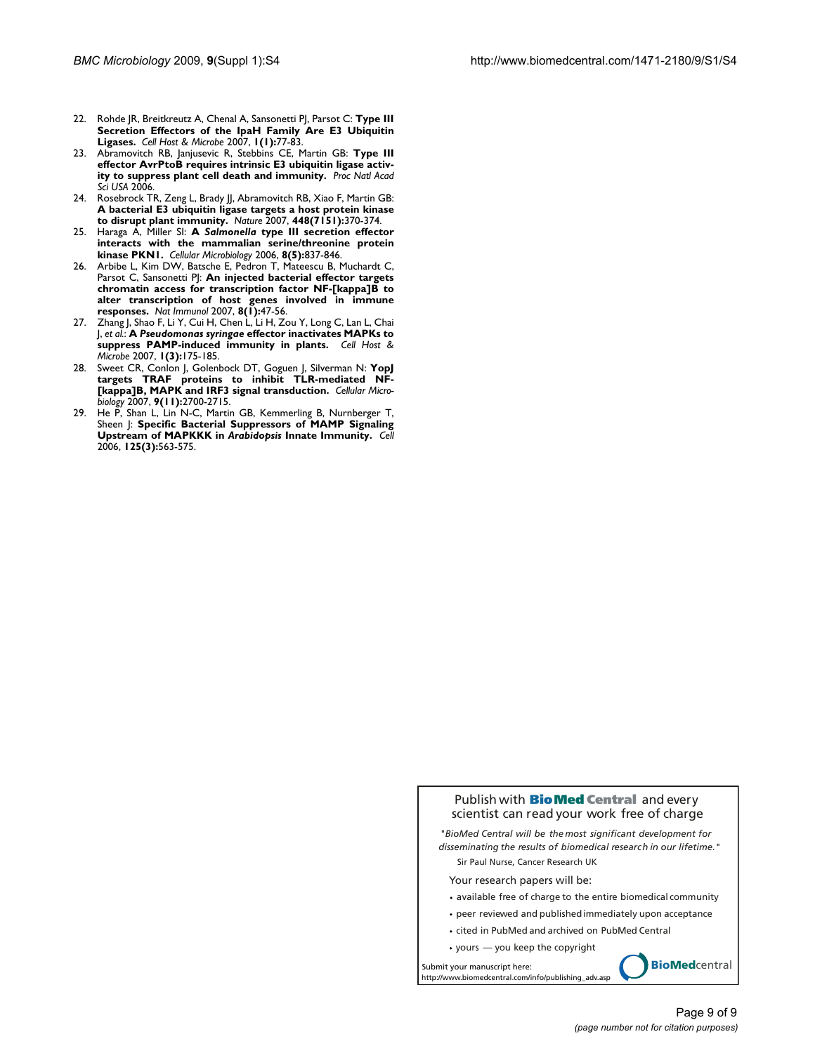22. Rohde JR, Breitkreutz A, Chenal A, Sansonetti PJ, Parsot C: **Type III Secretion Effectors of the IpaH Family Are E3 Ubiquitin Ligases.** *Cell Host & Microbe* 2007, **1(1):**77-83.
23. Abramovitch RB, Janjusevic R, Stebbins CE, Martin GB: **Type III effector AvrPtoB requires intrinsic E3 ubiquitin ligase activity to suppress plant cell death and immunity.** *Proc Natl Acad Sci USA* 2006.
24. Rosebrock TR, Zeng L, Brady JJ, Abramovitch RB, Xiao F, Martin GB: **A bacterial E3 ubiquitin ligase targets a host protein kinase to disrupt plant immunity.** *Nature* 2007, **448(7151):**370-374.
25. Haraga A, Miller SI: **A *Salmonella* type III secretion effector interacts with the mammalian serine/threonine protein kinase PKN1.** *Cellular Microbiology* 2006, **8(5):**837-846.
26. Arbibe L, Kim DW, Batsche E, Pedron T, Mateescu B, Muchardt C, Parsot C, Sansonetti PJ: **An injected bacterial effector targets chromatin access for transcription factor NF-[kappa]B to alter transcription of host genes involved in immune responses.** *Nat Immunol* 2007, **8(1):**47-56.
27. Zhang J, Shao F, Li Y, Cui H, Chen L, Li H, Zou Y, Long C, Lan L, Chai J, *et al.*: **A *Pseudomonas syringae* effector inactivates MAPKs to suppress PAMP-induced immunity in plants.** *Cell Host & Microbe* 2007, **1(3):**175-185.
28. Sweet CR, Conlon J, Golenbock DT, Goguen J, Silverman N: **YopJ targets TRAF proteins to inhibit TLR-mediated NF-[kappa]B, MAPK and IRF3 signal transduction.** *Cellular Microbiology* 2007, **9(11):**2700-2715.
29. He P, Shan L, Lin N-C, Martin GB, Kemmerling B, Nurnberger T, Sheen J: **Specific Bacterial Suppressors of MAMP Signaling Upstream of MAPKKK in *Arabidopsis* Innate Immunity.** *Cell* 2006, **125(3):**563-575.

Publish with **BioMed Central** and every scientist can read your work free of charge

*"BioMed Central will be the most significant development for disseminating the results of biomedical research in our lifetime."*

Sir Paul Nurse, Cancer Research UK

Your research papers will be:

- available free of charge to the entire biomedical community
- peer reviewed and published immediately upon acceptance
- cited in PubMed and archived on PubMed Central
- yours — you keep the copyright

Submit your manuscript here:
http://www.biomedcentral.com/info/publishing_adv.asp

**BioMed**central